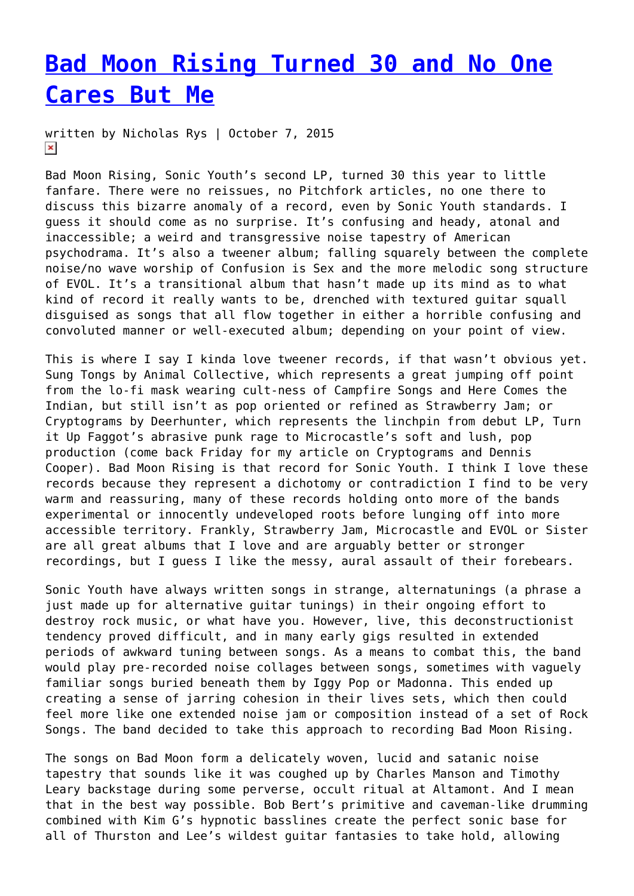# Bad Moon Rising Turned 30 and No One Cares But Me

written by Nicholas Rys | October 7, 2015

Bad Moon Rising, Sonic Youth's second LP, turned 30 this year to little fanfare. There were no reissues, no Pitchfork articles, no one there to discuss this bizarre anomaly of a record, even by Sonic Youth standards. I guess it should come as no surprise. It's confusing and heady, atonal and inaccessible; a weird and transgressive noise tapestry of American psychodrama. It's also a tweener album; falling squarely between the complete noise/no wave worship of Confusion is Sex and the more melodic song structure of EVOL. It's a transitional album that hasn't made up its mind as to what kind of record it really wants to be, drenched with textured guitar squall disguised as songs that all flow together in either a horrible confusing and convoluted manner or well-executed album; depending on your point of view.

This is where I say I kinda love tweener records, if that wasn't obvious yet. Sung Tongs by Animal Collective, which represents a great jumping off point from the lo-fi mask wearing cult-ness of Campfire Songs and Here Comes the Indian, but still isn't as pop oriented or refined as Strawberry Jam; or Cryptograms by Deerhunter, which represents the linchpin from debut LP, Turn it Up Faggot's abrasive punk rage to Microcastle's soft and lush, pop production (come back Friday for my article on Cryptograms and Dennis Cooper). Bad Moon Rising is that record for Sonic Youth. I think I love these records because they represent a dichotomy or contradiction I find to be very warm and reassuring, many of these records holding onto more of the bands experimental or innocently undeveloped roots before lunging off into more accessible territory. Frankly, Strawberry Jam, Microcastle and EVOL or Sister are all great albums that I love and are arguably better or stronger recordings, but I guess I like the messy, aural assault of their forebears.

Sonic Youth have always written songs in strange, alternatunings (a phrase a just made up for alternative guitar tunings) in their ongoing effort to destroy rock music, or what have you. However, live, this deconstructionist tendency proved difficult, and in many early gigs resulted in extended periods of awkward tuning between songs. As a means to combat this, the band would play pre-recorded noise collages between songs, sometimes with vaguely familiar songs buried beneath them by Iggy Pop or Madonna. This ended up creating a sense of jarring cohesion in their lives sets, which then could feel more like one extended noise jam or composition instead of a set of Rock Songs. The band decided to take this approach to recording Bad Moon Rising.

The songs on Bad Moon form a delicately woven, lucid and satanic noise tapestry that sounds like it was coughed up by Charles Manson and Timothy Leary backstage during some perverse, occult ritual at Altamont. And I mean that in the best way possible. Bob Bert's primitive and caveman-like drumming combined with Kim G's hypnotic basslines create the perfect sonic base for all of Thurston and Lee's wildest guitar fantasies to take hold, allowing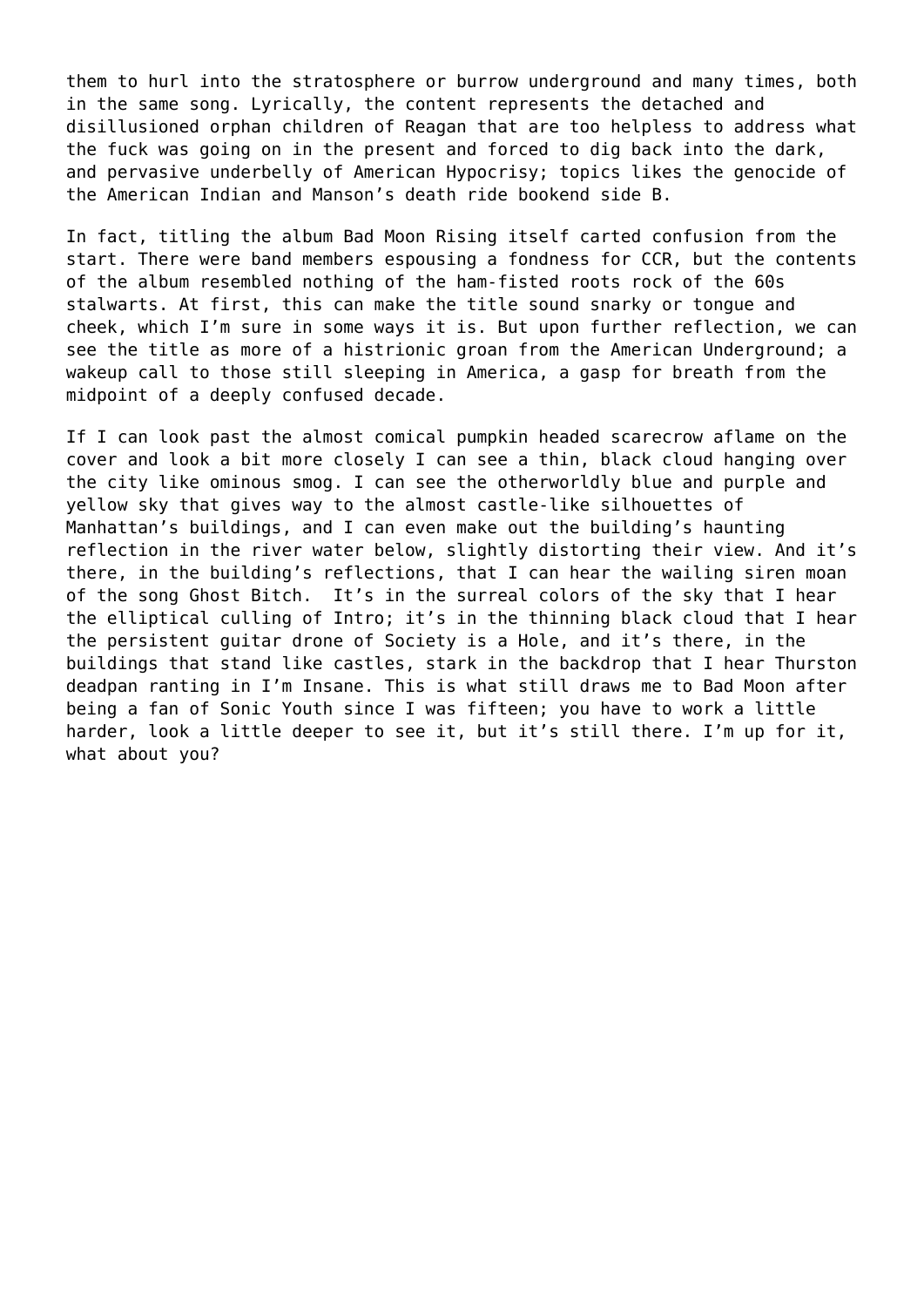them to hurl into the stratosphere or burrow underground and many times, both in the same song. Lyrically, the content represents the detached and disillusioned orphan children of Reagan that are too helpless to address what the fuck was going on in the present and forced to dig back into the dark, and pervasive underbelly of American Hypocrisy; topics likes the genocide of the American Indian and Manson's death ride bookend side B.

In fact, titling the album Bad Moon Rising itself carted confusion from the start. There were band members espousing a fondness for CCR, but the contents of the album resembled nothing of the ham-fisted roots rock of the 60s stalwarts. At first, this can make the title sound snarky or tongue and cheek, which I'm sure in some ways it is. But upon further reflection, we can see the title as more of a histrionic groan from the American Underground; a wakeup call to those still sleeping in America, a gasp for breath from the midpoint of a deeply confused decade.

If I can look past the almost comical pumpkin headed scarecrow aflame on the cover and look a bit more closely I can see a thin, black cloud hanging over the city like ominous smog. I can see the otherworldly blue and purple and yellow sky that gives way to the almost castle-like silhouettes of Manhattan's buildings, and I can even make out the building's haunting reflection in the river water below, slightly distorting their view. And it's there, in the building's reflections, that I can hear the wailing siren moan of the song Ghost Bitch. It's in the surreal colors of the sky that I hear the elliptical culling of Intro; it's in the thinning black cloud that I hear the persistent guitar drone of Society is a Hole, and it's there, in the buildings that stand like castles, stark in the backdrop that I hear Thurston deadpan ranting in I'm Insane. This is what still draws me to Bad Moon after being a fan of Sonic Youth since I was fifteen; you have to work a little harder, look a little deeper to see it, but it's still there. I'm up for it, what about you?